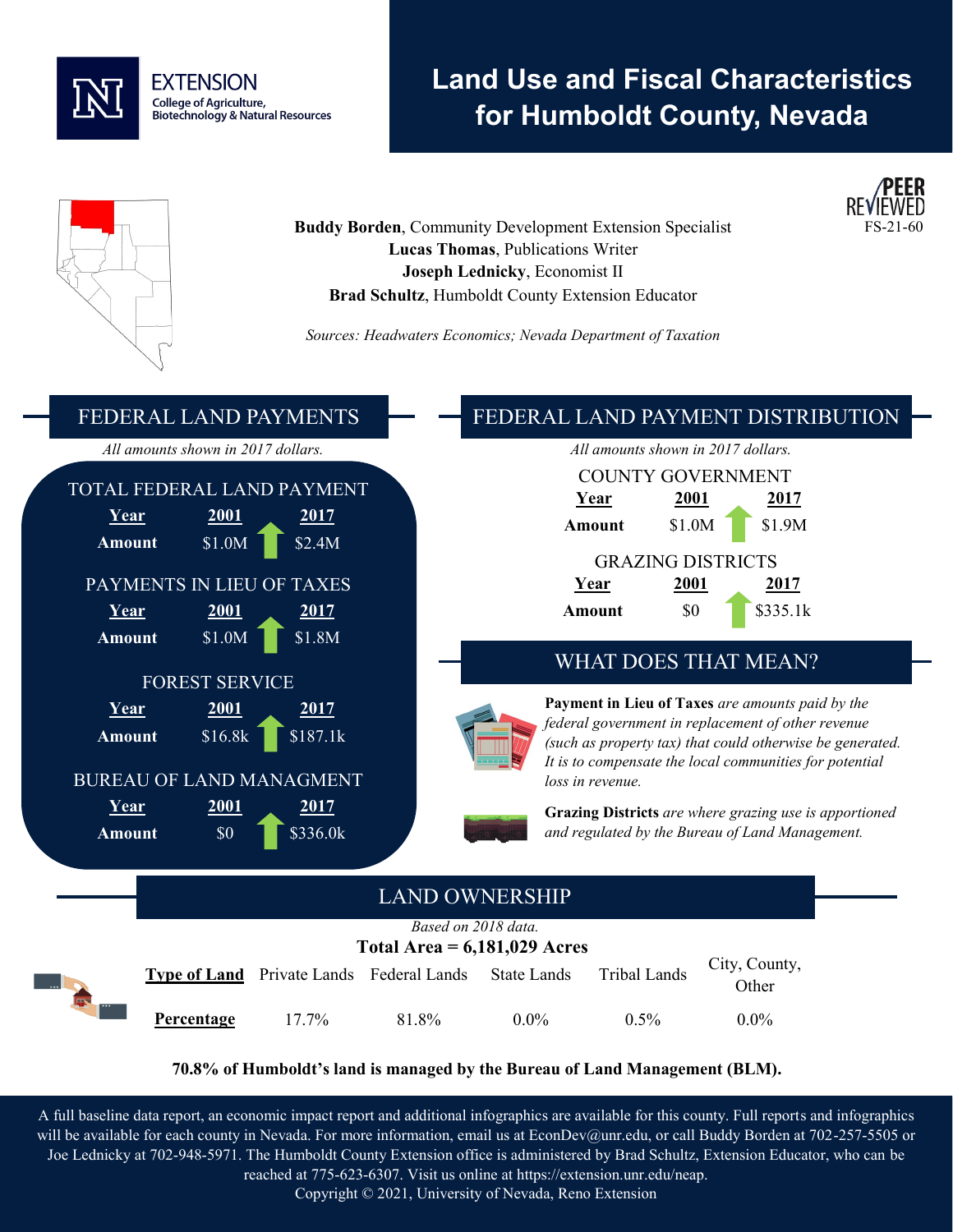# Land Use and Fiscal Characteristics for Humboldt County, Nevada

EXTENSION
College of Agriculture, Biotechnology & Natural Resources

PEER REVIEWED
FS-21-60

**Buddy Borden**, Community Development Extension Specialist
**Lucas Thomas**, Publications Writer
**Joseph Lednicky**, Economist II
**Brad Schultz**, Humboldt County Extension Educator

*Sources: Headwaters Economics; Nevada Department of Taxation*

## FEDERAL LAND PAYMENTS

*All amounts shown in 2017 dollars.*

### TOTAL FEDERAL LAND PAYMENT

| Year | 2001 | 2017 |
|---|---|---|
| Amount | $1.0M | $2.4M |

### PAYMENTS IN LIEU OF TAXES

| Year | 2001 | 2017 |
|---|---|---|
| Amount | $1.0M | $1.8M |

### FOREST SERVICE

| Year | 2001 | 2017 |
|---|---|---|
| Amount | $16.8k | $187.1k |

### BUREAU OF LAND MANAGMENT

| Year | 2001 | 2017 |
|---|---|---|
| Amount | $0 | $336.0k |

## FEDERAL LAND PAYMENT DISTRIBUTION

*All amounts shown in 2017 dollars.*

### COUNTY GOVERNMENT

| Year | 2001 | 2017 |
|---|---|---|
| Amount | $1.0M | $1.9M |

### GRAZING DISTRICTS

| Year | 2001 | 2017 |
|---|---|---|
| Amount | $0 | $335.1k |

## WHAT DOES THAT MEAN?

**Payment in Lieu of Taxes** *are amounts paid by the federal government in replacement of other revenue (such as property tax) that could otherwise be generated. It is to compensate the local communities for potential loss in revenue.*

**Grazing Districts** *are where grazing use is apportioned and regulated by the Bureau of Land Management.*

## LAND OWNERSHIP

*Based on 2018 data.*

**Total Area = 6,181,029 Acres**

| Type of Land | Private Lands | Federal Lands | State Lands | Tribal Lands | City, County, Other |
|---|---|---|---|---|---|
| Percentage | 17.7% | 81.8% | 0.0% | 0.5% | 0.0% |

**70.8% of Humboldt's land is managed by the Bureau of Land Management (BLM).**

A full baseline data report, an economic impact report and additional infographics are available for this county. Full reports and infographics will be available for each county in Nevada. For more information, email us at EconDev@unr.edu, or call Buddy Borden at 702-257-5505 or Joe Lednicky at 702-948-5971. The Humboldt County Extension office is administered by Brad Schultz, Extension Educator, who can be reached at 775-623-6307. Visit us online at https://extension.unr.edu/neap.
Copyright © 2021, University of Nevada, Reno Extension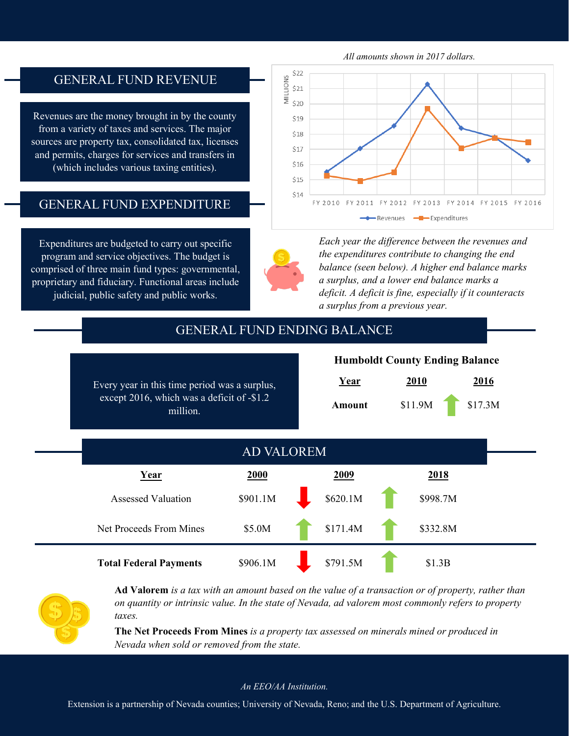## GENERAL FUND REVENUE

Revenues are the money brought in by the county from a variety of taxes and services. The major sources are property tax, consolidated tax, licenses and permits, charges for services and transfers in (which includes various taxing entities).

## GENERAL FUND EXPENDITURE

Expenditures are budgeted to carry out specific program and service objectives. The budget is comprised of three main fund types: governmental, proprietary and fiduciary. Functional areas include judicial, public safety and public works.

*All amounts shown in 2017 dollars.*

MILLIONS

$22
$21
$20
$19
$18
$17
$16
$15
$14

FY 2010 FY 2011 FY 2012 FY 2013 FY 2014 FY 2015 FY 2016

Revenues Expenditures

*Each year the difference between the revenues and the expenditures contribute to changing the end balance (seen below). A higher end balance marks a surplus, and a lower end balance marks a deficit. A deficit is fine, especially if it counteracts a surplus from a previous year.*

## GENERAL FUND ENDING BALANCE

Every year in this time period was a surplus, except 2016, which was a deficit of -$1.2 million.

**Humboldt County Ending Balance**

| Year | 2010 | | 2016 |
|---|---|---|---|
| **Amount** | $11.9M | ↑ | $17.3M |

## AD VALOREM

| Year | 2000 | | 2009 | | 2018 |
|---|---|---|---|---|---|
| Assessed Valuation | $901.1M | ↓ | $620.1M | ↑ | $998.7M |
| Net Proceeds From Mines | $5.0M | ↑ | $171.4M | ↑ | $332.8M |
| **Total Federal Payments** | $906.1M | ↓ | $791.5M | ↑ | $1.3B |

**Ad Valorem** *is a tax with an amount based on the value of a transaction or of property, rather than on quantity or intrinsic value. In the state of Nevada, ad valorem most commonly refers to property taxes.*

**The Net Proceeds From Mines** *is a property tax assessed on minerals mined or produced in Nevada when sold or removed from the state.*

*An EEO/AA Institution.*

Extension is a partnership of Nevada counties; University of Nevada, Reno; and the U.S. Department of Agriculture.